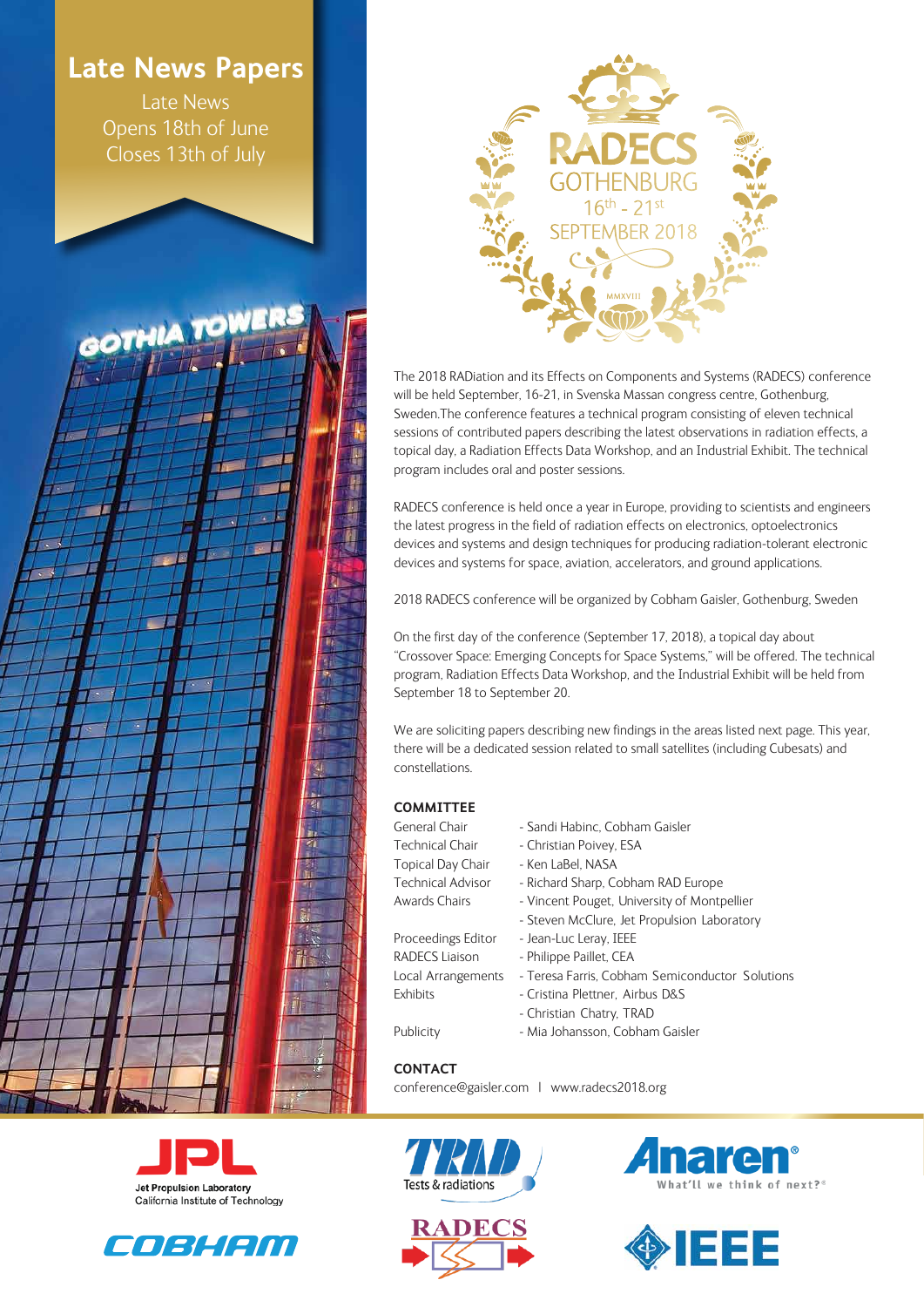## Late News Papers

Late News
Opens 18th of June
Closes 13th of July

# RADECS

GOTHENBURG
16th - 21st
SEPTEMBER 2018

MMXVIII

The 2018 RADiation and its Effects on Components and Systems (RADECS) conference will be held September, 16-21, in Svenska Massan congress centre, Gothenburg, Sweden.The conference features a technical program consisting of eleven technical sessions of contributed papers describing the latest observations in radiation effects, a topical day, a Radiation Effects Data Workshop, and an Industrial Exhibit. The technical program includes oral and poster sessions.

RADECS conference is held once a year in Europe, providing to scientists and engineers the latest progress in the field of radiation effects on electronics, optoelectronics devices and systems and design techniques for producing radiation-tolerant electronic devices and systems for space, aviation, accelerators, and ground applications.

2018 RADECS conference will be organized by Cobham Gaisler, Gothenburg, Sweden

On the first day of the conference (September 17, 2018), a topical day about “Crossover Space: Emerging Concepts for Space Systems,” will be offered. The technical program, Radiation Effects Data Workshop, and the Industrial Exhibit will be held from September 18 to September 20.

We are soliciting papers describing new findings in the areas listed next page. This year, there will be a dedicated session related to small satellites (including Cubesats) and constellations.

### COMMITTEE

| | |
|---|---|
| General Chair | - Sandi Habinc, Cobham Gaisler |
| Technical Chair | - Christian Poivey, ESA |
| Topical Day Chair | - Ken LaBel, NASA |
| Technical Advisor | - Richard Sharp, Cobham RAD Europe |
| Awards Chairs | - Vincent Pouget, University of Montpellier |
| | - Steven McClure, Jet Propulsion Laboratory |
| Proceedings Editor | - Jean-Luc Leray, IEEE |
| RADECS Liaison | - Philippe Paillet, CEA |
| Local Arrangements | - Teresa Farris, Cobham Semiconductor Solutions |
| Exhibits | - Cristina Plettner, Airbus D&S |
| | - Christian Chatry, TRAD |
| Publicity | - Mia Johansson, Cobham Gaisler |

### CONTACT

conference@gaisler.com | www.radecs2018.org

Jet Propulsion Laboratory
California Institute of Technology

COBHAM

TRAD Tests & radiations

RADECS

Anaren® What'll we think of next?®

IEEE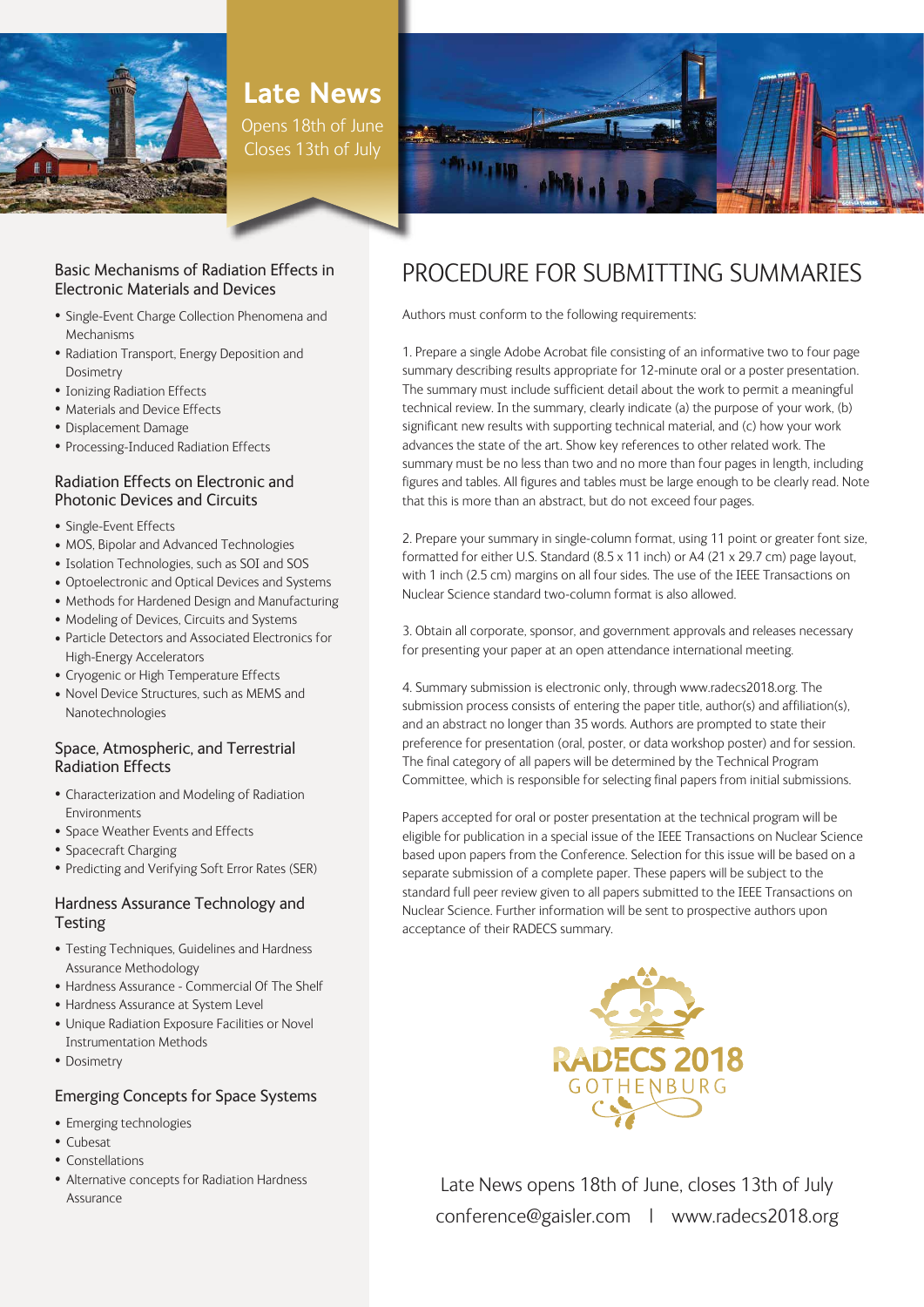## Late News

Opens 18th of June
Closes 13th of July

### Basic Mechanisms of Radiation Effects in Electronic Materials and Devices

- Single-Event Charge Collection Phenomena and Mechanisms
- Radiation Transport, Energy Deposition and Dosimetry
- Ionizing Radiation Effects
- Materials and Device Effects
- Displacement Damage
- Processing-Induced Radiation Effects

### Radiation Effects on Electronic and Photonic Devices and Circuits

- Single-Event Effects
- MOS, Bipolar and Advanced Technologies
- Isolation Technologies, such as SOI and SOS
- Optoelectronic and Optical Devices and Systems
- Methods for Hardened Design and Manufacturing
- Modeling of Devices, Circuits and Systems
- Particle Detectors and Associated Electronics for High-Energy Accelerators
- Cryogenic or High Temperature Effects
- Novel Device Structures, such as MEMS and Nanotechnologies

### Space, Atmospheric, and Terrestrial Radiation Effects

- Characterization and Modeling of Radiation Environments
- Space Weather Events and Effects
- Spacecraft Charging
- Predicting and Verifying Soft Error Rates (SER)

### Hardness Assurance Technology and Testing

- Testing Techniques, Guidelines and Hardness Assurance Methodology
- Hardness Assurance - Commercial Of The Shelf
- Hardness Assurance at System Level
- Unique Radiation Exposure Facilities or Novel Instrumentation Methods
- Dosimetry

### Emerging Concepts for Space Systems

- Emerging technologies
- Cubesat
- Constellations
- Alternative concepts for Radiation Hardness Assurance

# PROCEDURE FOR SUBMITTING SUMMARIES

Authors must conform to the following requirements:

1. Prepare a single Adobe Acrobat file consisting of an informative two to four page summary describing results appropriate for 12-minute oral or a poster presentation. The summary must include sufficient detail about the work to permit a meaningful technical review. In the summary, clearly indicate (a) the purpose of your work, (b) significant new results with supporting technical material, and (c) how your work advances the state of the art. Show key references to other related work. The summary must be no less than two and no more than four pages in length, including figures and tables. All figures and tables must be large enough to be clearly read. Note that this is more than an abstract, but do not exceed four pages.

2. Prepare your summary in single-column format, using 11 point or greater font size, formatted for either U.S. Standard (8.5 x 11 inch) or A4 (21 x 29.7 cm) page layout, with 1 inch (2.5 cm) margins on all four sides. The use of the IEEE Transactions on Nuclear Science standard two-column format is also allowed.

3. Obtain all corporate, sponsor, and government approvals and releases necessary for presenting your paper at an open attendance international meeting.

4. Summary submission is electronic only, through www.radecs2018.org. The submission process consists of entering the paper title, author(s) and affiliation(s), and an abstract no longer than 35 words. Authors are prompted to state their preference for presentation (oral, poster, or data workshop poster) and for session. The final category of all papers will be determined by the Technical Program Committee, which is responsible for selecting final papers from initial submissions.

Papers accepted for oral or poster presentation at the technical program will be eligible for publication in a special issue of the IEEE Transactions on Nuclear Science based upon papers from the Conference. Selection for this issue will be based on a separate submission of a complete paper. These papers will be subject to the standard full peer review given to all papers submitted to the IEEE Transactions on Nuclear Science. Further information will be sent to prospective authors upon acceptance of their RADECS summary.

RADECS 2018
GOTHENBURG

Late News opens 18th of June, closes 13th of July

conference@gaisler.com | www.radecs2018.org